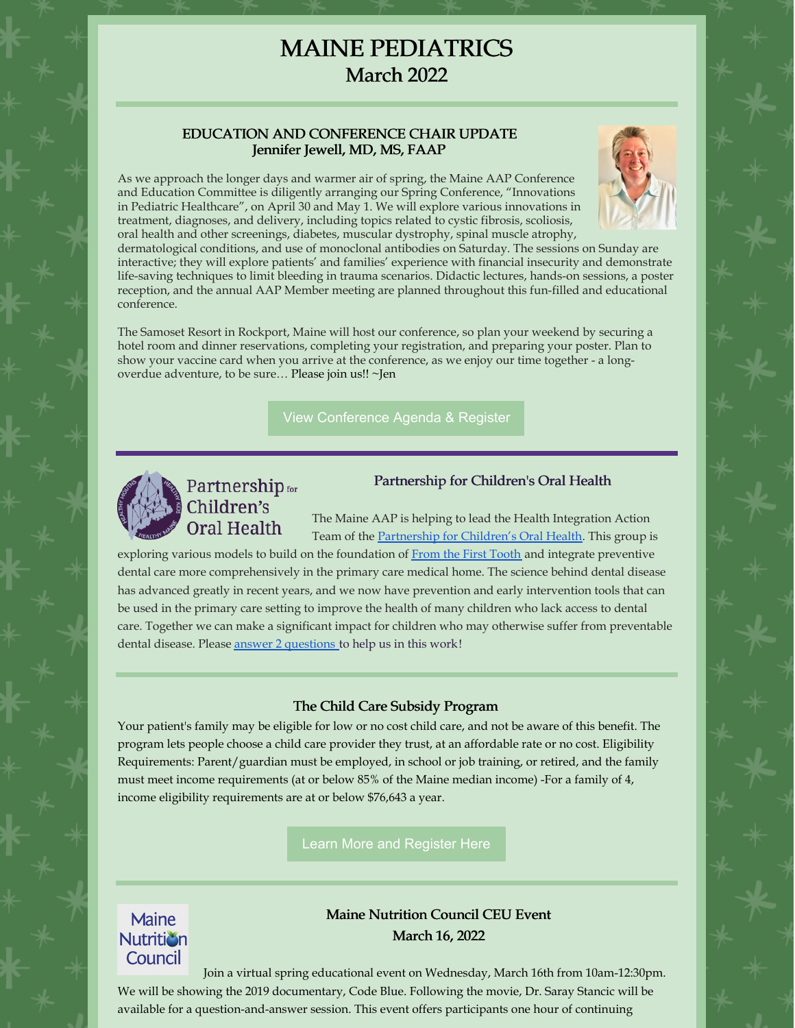# MAINE PEDIATRICS
## March 2022

### EDUCATION AND CONFERENCE CHAIR UPDATE
### Jennifer Jewell, MD, MS, FAAP

As we approach the longer days and warmer air of spring, the Maine AAP Conference and Education Committee is diligently arranging our Spring Conference, "Innovations in Pediatric Healthcare", on April 30 and May 1. We will explore various innovations in treatment, diagnoses, and delivery, including topics related to cystic fibrosis, scoliosis, oral health and other screenings, diabetes, muscular dystrophy, spinal muscle atrophy, dermatological conditions, and use of monoclonal antibodies on Saturday. The sessions on Sunday are interactive; they will explore patients' and families' experience with financial insecurity and demonstrate life-saving techniques to limit bleeding in trauma scenarios. Didactic lectures, hands-on sessions, a poster reception, and the annual AAP Member meeting are planned throughout this fun-filled and educational conference.

The Samoset Resort in Rockport, Maine will host our conference, so plan your weekend by securing a hotel room and dinner reservations, completing your registration, and preparing your poster. Plan to show your vaccine card when you arrive at the conference, as we enjoy our time together - a long-overdue adventure, to be sure… Please join us!! ~Jen

View Conference Agenda & Register

### Partnership for Children's Oral Health

Partnership for Children's Oral Health

The Maine AAP is helping to lead the Health Integration Action Team of the Partnership for Children's Oral Health. This group is exploring various models to build on the foundation of From the First Tooth and integrate preventive dental care more comprehensively in the primary care medical home. The science behind dental disease has advanced greatly in recent years, and we now have prevention and early intervention tools that can be used in the primary care setting to improve the health of many children who lack access to dental care. Together we can make a significant impact for children who may otherwise suffer from preventable dental disease. Please answer 2 questions to help us in this work!

### The Child Care Subsidy Program

Your patient's family may be eligible for low or no cost child care, and not be aware of this benefit. The program lets people choose a child care provider they trust, at an affordable rate or no cost. Eligibility Requirements: Parent/guardian must be employed, in school or job training, or retired, and the family must meet income requirements (at or below 85% of the Maine median income) -For a family of 4, income eligibility requirements are at or below $76,643 a year.

Learn More and Register Here

### Maine Nutrition Council CEU Event
### March 16, 2022

Maine Nutrition Council

Join a virtual spring educational event on Wednesday, March 16th from 10am-12:30pm. We will be showing the 2019 documentary, Code Blue. Following the movie, Dr. Saray Stancic will be available for a question-and-answer session. This event offers participants one hour of continuing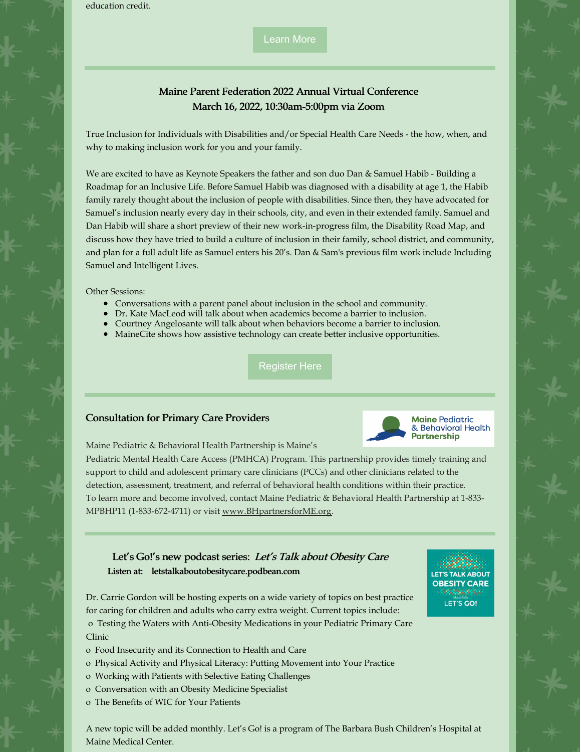education credit.

Learn More

### Maine Parent Federation 2022 Annual Virtual Conference
### March 16, 2022, 10:30am-5:00pm via Zoom

True Inclusion for Individuals with Disabilities and/or Special Health Care Needs - the how, when, and why to making inclusion work for you and your family.

We are excited to have as Keynote Speakers the father and son duo Dan & Samuel Habib - Building a Roadmap for an Inclusive Life. Before Samuel Habib was diagnosed with a disability at age 1, the Habib family rarely thought about the inclusion of people with disabilities. Since then, they have advocated for Samuel's inclusion nearly every day in their schools, city, and even in their extended family. Samuel and Dan Habib will share a short preview of their new work-in-progress film, the Disability Road Map, and discuss how they have tried to build a culture of inclusion in their family, school district, and community, and plan for a full adult life as Samuel enters his 20's. Dan & Sam's previous film work include Including Samuel and Intelligent Lives.

Other Sessions:

- Conversations with a parent panel about inclusion in the school and community.
- Dr. Kate MacLeod will talk about when academics become a barrier to inclusion.
- Courtney Angelosante will talk about when behaviors become a barrier to inclusion.
- MaineCite shows how assistive technology can create better inclusive opportunities.

Register Here

### Consultation for Primary Care Providers

Maine Pediatric & Behavioral Health Partnership

Maine Pediatric & Behavioral Health Partnership is Maine's Pediatric Mental Health Care Access (PMHCA) Program. This partnership provides timely training and support to child and adolescent primary care clinicians (PCCs) and other clinicians related to the detection, assessment, treatment, and referral of behavioral health conditions within their practice. To learn more and become involved, contact Maine Pediatric & Behavioral Health Partnership at 1-833-MPBHP11 (1-833-672-4711) or visit www.BHpartnersforME.org.

### Let's Go!'s new podcast series: *Let's Talk about Obesity Care*

**Listen at: letstalkaboutobesitycare.podbean.com**

LET'S TALK ABOUT OBESITY CARE — LET'S GO!

Dr. Carrie Gordon will be hosting experts on a wide variety of topics on best practice for caring for children and adults who carry extra weight. Current topics include:

- o Testing the Waters with Anti-Obesity Medications in your Pediatric Primary Care Clinic
- o Food Insecurity and its Connection to Health and Care
- o Physical Activity and Physical Literacy: Putting Movement into Your Practice
- o Working with Patients with Selective Eating Challenges
- o Conversation with an Obesity Medicine Specialist
- o The Benefits of WIC for Your Patients

A new topic will be added monthly. Let's Go! is a program of The Barbara Bush Children's Hospital at Maine Medical Center.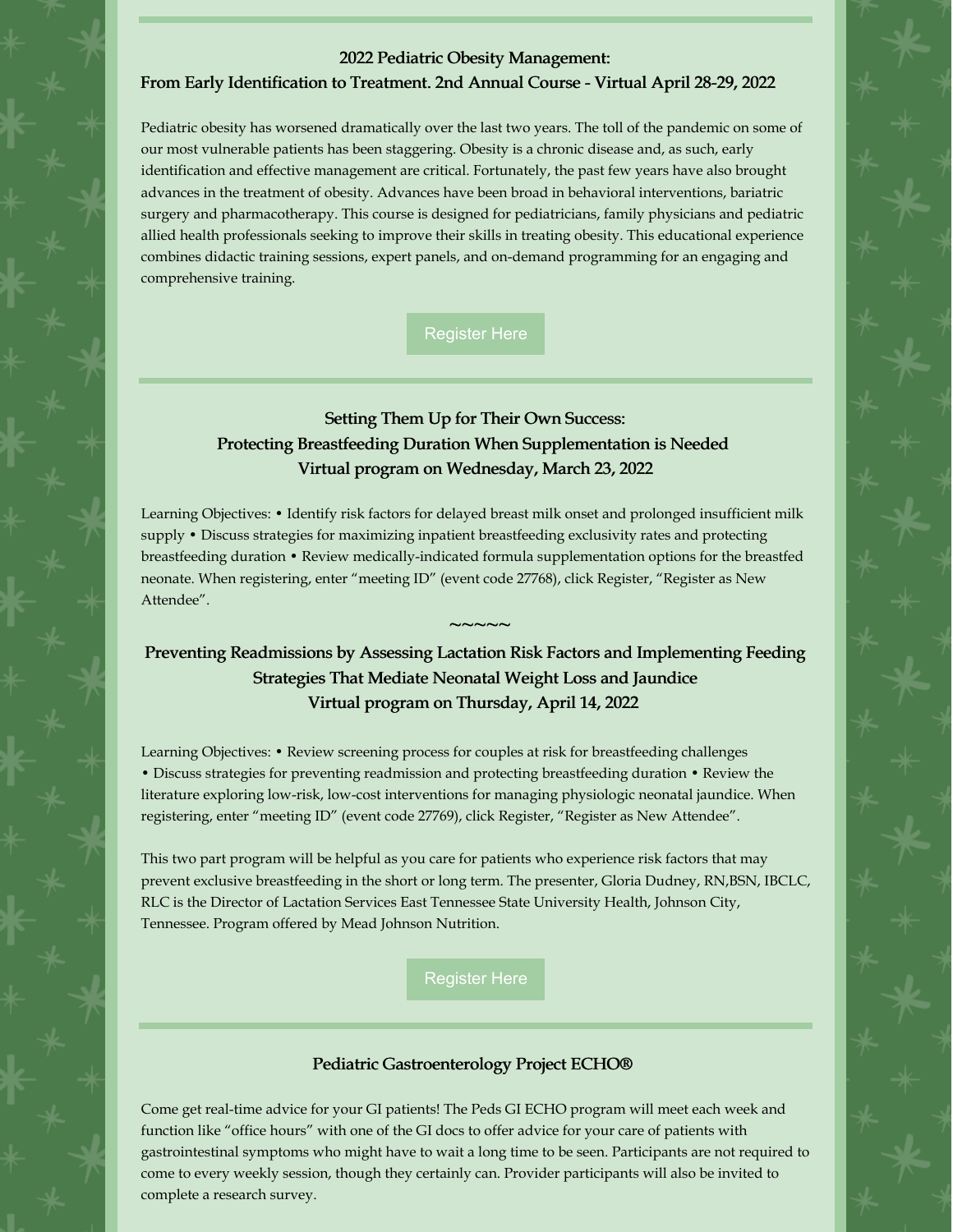---

## 2022 Pediatric Obesity Management:
## From Early Identification to Treatment. 2nd Annual Course - Virtual April 28-29, 2022

Pediatric obesity has worsened dramatically over the last two years. The toll of the pandemic on some of our most vulnerable patients has been staggering. Obesity is a chronic disease and, as such, early identification and effective management are critical. Fortunately, the past few years have also brought advances in the treatment of obesity. Advances have been broad in behavioral interventions, bariatric surgery and pharmacotherapy. This course is designed for pediatricians, family physicians and pediatric allied health professionals seeking to improve their skills in treating obesity. This educational experience combines didactic training sessions, expert panels, and on-demand programming for an engaging and comprehensive training.

Register Here

---

## Setting Them Up for Their Own Success:
## Protecting Breastfeeding Duration When Supplementation is Needed
## Virtual program on Wednesday, March 23, 2022

Learning Objectives: • Identify risk factors for delayed breast milk onset and prolonged insufficient milk supply • Discuss strategies for maximizing inpatient breastfeeding exclusivity rates and protecting breastfeeding duration • Review medically-indicated formula supplementation options for the breastfed neonate. When registering, enter "meeting ID" (event code 27768), click Register, "Register as New Attendee".

~~~~~

## Preventing Readmissions by Assessing Lactation Risk Factors and Implementing Feeding Strategies That Mediate Neonatal Weight Loss and Jaundice
## Virtual program on Thursday, April 14, 2022

Learning Objectives: • Review screening process for couples at risk for breastfeeding challenges • Discuss strategies for preventing readmission and protecting breastfeeding duration • Review the literature exploring low-risk, low-cost interventions for managing physiologic neonatal jaundice. When registering, enter "meeting ID" (event code 27769), click Register, "Register as New Attendee".

This two part program will be helpful as you care for patients who experience risk factors that may prevent exclusive breastfeeding in the short or long term. The presenter, Gloria Dudney, RN,BSN, IBCLC, RLC is the Director of Lactation Services East Tennessee State University Health, Johnson City, Tennessee. Program offered by Mead Johnson Nutrition.

Register Here

---

## Pediatric Gastroenterology Project ECHO®

Come get real-time advice for your GI patients! The Peds GI ECHO program will meet each week and function like "office hours" with one of the GI docs to offer advice for your care of patients with gastrointestinal symptoms who might have to wait a long time to be seen. Participants are not required to come to every weekly session, though they certainly can. Provider participants will also be invited to complete a research survey.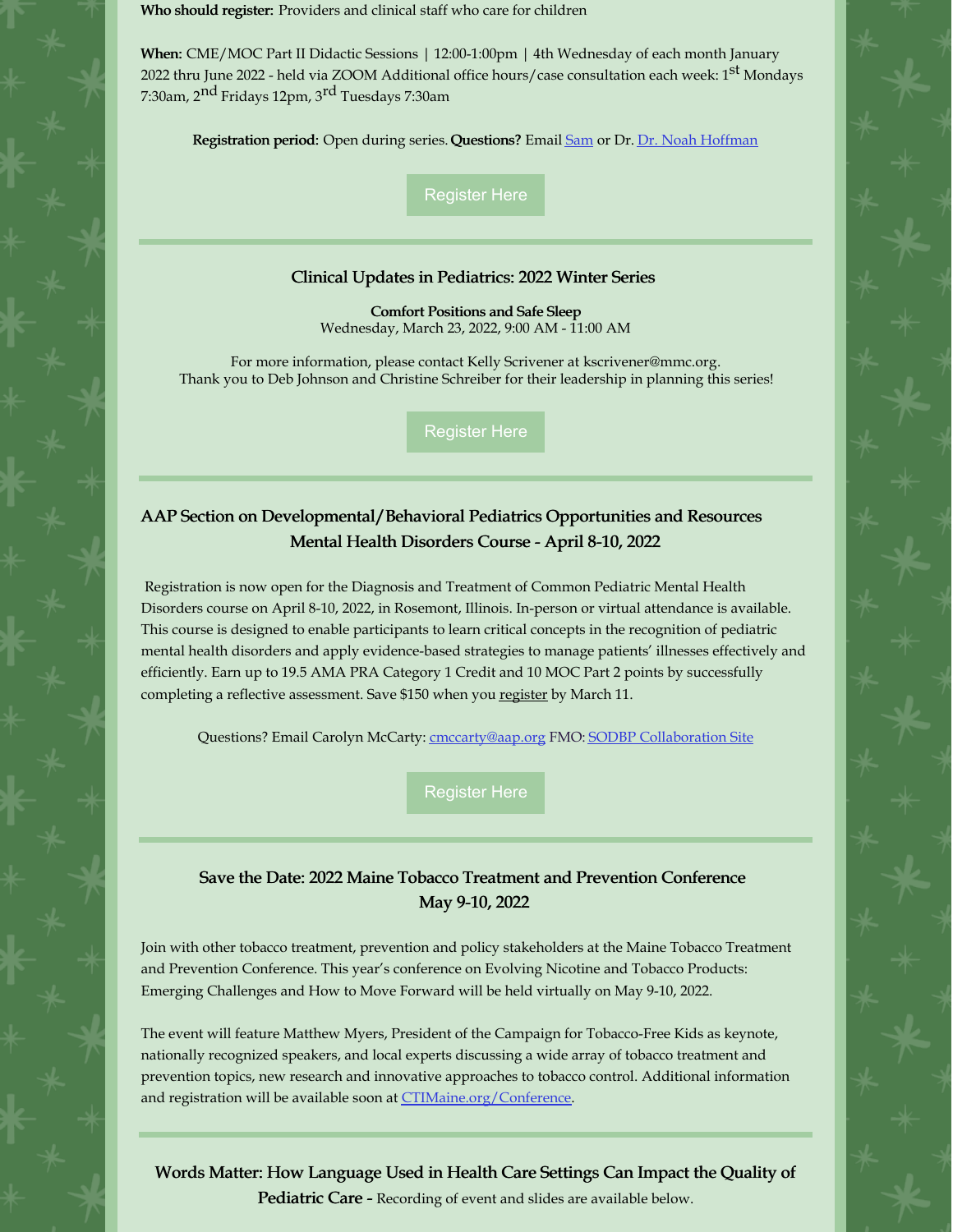**Who should register:** Providers and clinical staff who care for children

**When:** CME/MOC Part II Didactic Sessions | 12:00-1:00pm | 4th Wednesday of each month January 2022 thru June 2022 - held via ZOOM Additional office hours/case consultation each week: 1st Mondays 7:30am, 2nd Fridays 12pm, 3rd Tuesdays 7:30am

**Registration period:** Open during series. **Questions?** Email Sam or Dr. Dr. Noah Hoffman

Register Here

---

### Clinical Updates in Pediatrics: 2022 Winter Series

**Comfort Positions and Safe Sleep**
Wednesday, March 23, 2022, 9:00 AM - 11:00 AM

For more information, please contact Kelly Scrivener at kscrivener@mmc.org.
Thank you to Deb Johnson and Christine Schreiber for their leadership in planning this series!

Register Here

---

### AAP Section on Developmental/Behavioral Pediatrics Opportunities and Resources Mental Health Disorders Course - April 8-10, 2022

Registration is now open for the Diagnosis and Treatment of Common Pediatric Mental Health Disorders course on April 8-10, 2022, in Rosemont, Illinois. In-person or virtual attendance is available. This course is designed to enable participants to learn critical concepts in the recognition of pediatric mental health disorders and apply evidence-based strategies to manage patients' illnesses effectively and efficiently. Earn up to 19.5 AMA PRA Category 1 Credit and 10 MOC Part 2 points by successfully completing a reflective assessment. Save $150 when you register by March 11.

Questions? Email Carolyn McCarty: cmccarty@aap.org FMO: SODBP Collaboration Site

Register Here

---

### Save the Date: 2022 Maine Tobacco Treatment and Prevention Conference May 9-10, 2022

Join with other tobacco treatment, prevention and policy stakeholders at the Maine Tobacco Treatment and Prevention Conference. This year's conference on Evolving Nicotine and Tobacco Products: Emerging Challenges and How to Move Forward will be held virtually on May 9-10, 2022.

The event will feature Matthew Myers, President of the Campaign for Tobacco-Free Kids as keynote, nationally recognized speakers, and local experts discussing a wide array of tobacco treatment and prevention topics, new research and innovative approaches to tobacco control. Additional information and registration will be available soon at CTIMaine.org/Conference.

---

**Words Matter: How Language Used in Health Care Settings Can Impact the Quality of Pediatric Care -** Recording of event and slides are available below.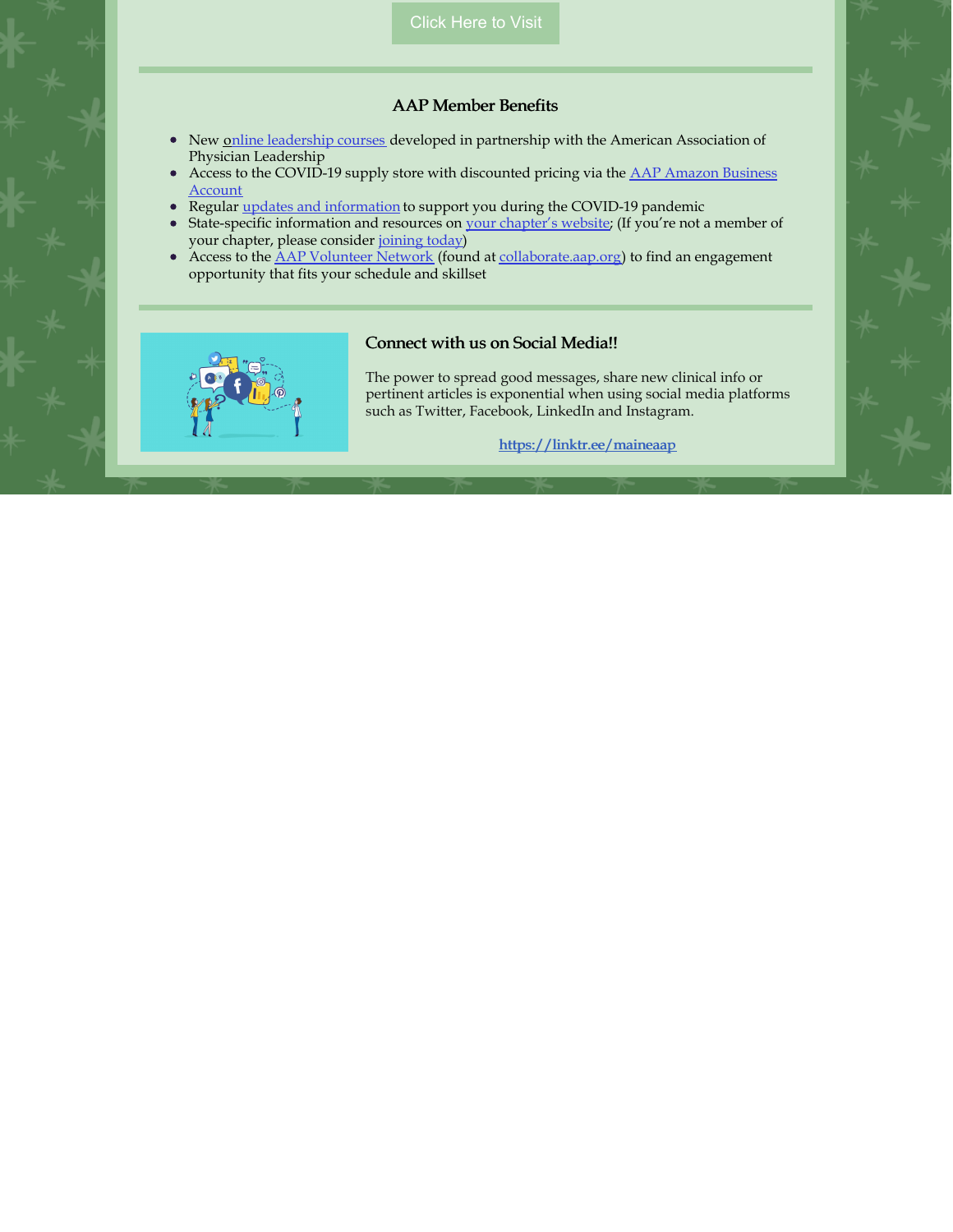Click Here to Visit

## AAP Member Benefits

- New online leadership courses developed in partnership with the American Association of Physician Leadership
- Access to the COVID-19 supply store with discounted pricing via the AAP Amazon Business Account
- Regular updates and information to support you during the COVID-19 pandemic
- State-specific information and resources on your chapter's website; (If you're not a member of your chapter, please consider joining today)
- Access to the AAP Volunteer Network (found at collaborate.aap.org) to find an engagement opportunity that fits your schedule and skillset

## Connect with us on Social Media!!

The power to spread good messages, share new clinical info or pertinent articles is exponential when using social media platforms such as Twitter, Facebook, LinkedIn and Instagram.

**https://linktr.ee/maineaap**